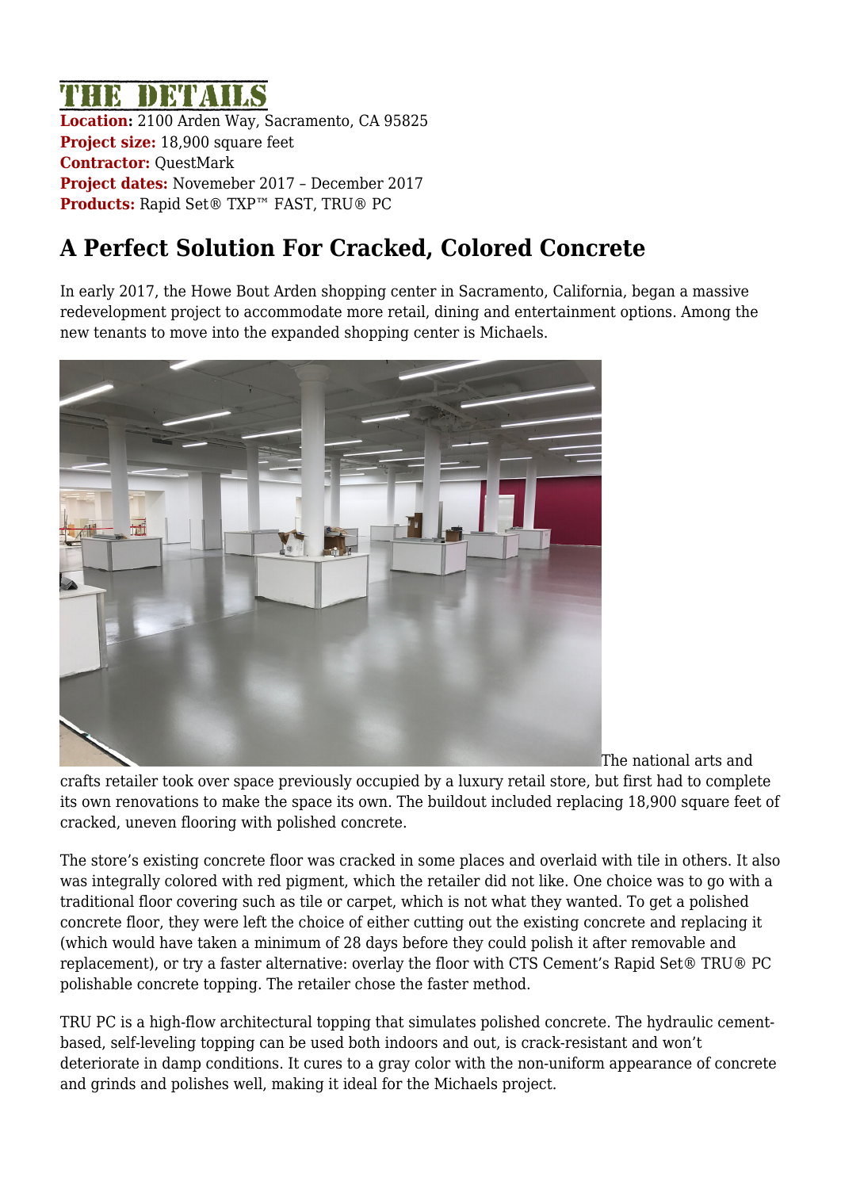# THE DETAILS

**Location:** 2100 Arden Way, Sacramento, CA 95825
**Project size:** 18,900 square feet
**Contractor:** QuestMark
**Project dates:** Novemeber 2017 – December 2017
**Products:** Rapid Set® TXP™ FAST, TRU® PC

## A Perfect Solution For Cracked, Colored Concrete

In early 2017, the Howe Bout Arden shopping center in Sacramento, California, began a massive redevelopment project to accommodate more retail, dining and entertainment options. Among the new tenants to move into the expanded shopping center is Michaels.

The national arts and crafts retailer took over space previously occupied by a luxury retail store, but first had to complete its own renovations to make the space its own. The buildout included replacing 18,900 square feet of cracked, uneven flooring with polished concrete.

The store's existing concrete floor was cracked in some places and overlaid with tile in others. It also was integrally colored with red pigment, which the retailer did not like. One choice was to go with a traditional floor covering such as tile or carpet, which is not what they wanted. To get a polished concrete floor, they were left the choice of either cutting out the existing concrete and replacing it (which would have taken a minimum of 28 days before they could polish it after removable and replacement), or try a faster alternative: overlay the floor with CTS Cement's Rapid Set® TRU® PC polishable concrete topping. The retailer chose the faster method.

TRU PC is a high-flow architectural topping that simulates polished concrete. The hydraulic cement-based, self-leveling topping can be used both indoors and out, is crack-resistant and won't deteriorate in damp conditions. It cures to a gray color with the non-uniform appearance of concrete and grinds and polishes well, making it ideal for the Michaels project.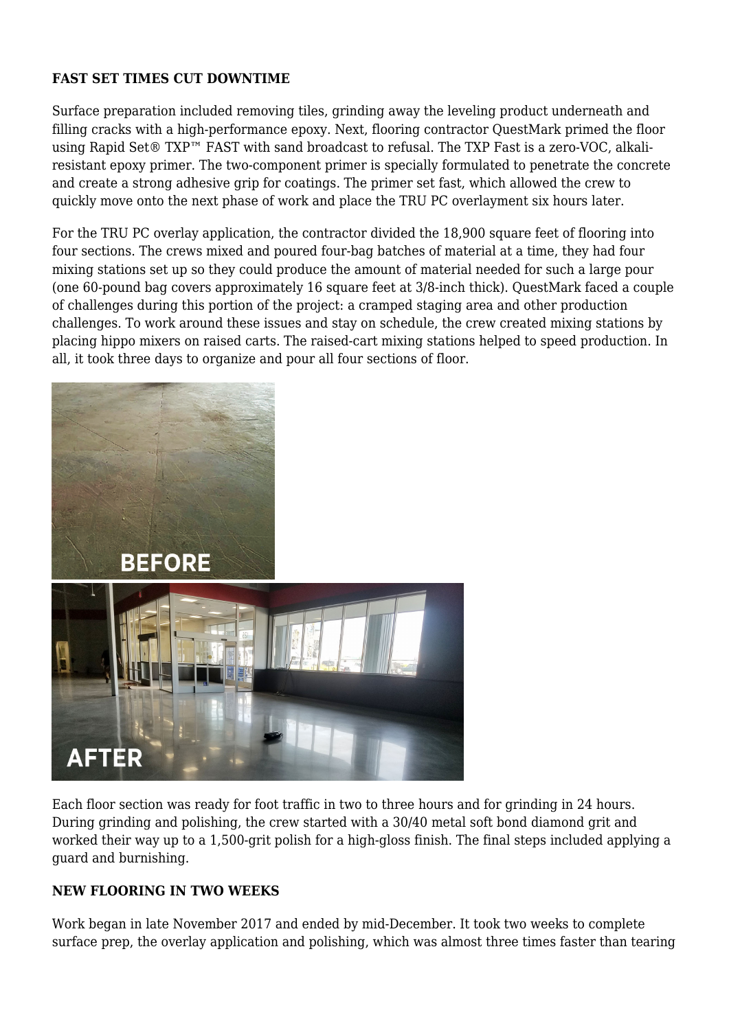**FAST SET TIMES CUT DOWNTIME**

Surface preparation included removing tiles, grinding away the leveling product underneath and filling cracks with a high-performance epoxy. Next, flooring contractor QuestMark primed the floor using Rapid Set® TXP™ FAST with sand broadcast to refusal. The TXP Fast is a zero-VOC, alkali-resistant epoxy primer. The two-component primer is specially formulated to penetrate the concrete and create a strong adhesive grip for coatings. The primer set fast, which allowed the crew to quickly move onto the next phase of work and place the TRU PC overlayment six hours later.

For the TRU PC overlay application, the contractor divided the 18,900 square feet of flooring into four sections. The crews mixed and poured four-bag batches of material at a time, they had four mixing stations set up so they could produce the amount of material needed for such a large pour (one 60-pound bag covers approximately 16 square feet at 3/8-inch thick). QuestMark faced a couple of challenges during this portion of the project: a cramped staging area and other production challenges. To work around these issues and stay on schedule, the crew created mixing stations by placing hippo mixers on raised carts. The raised-cart mixing stations helped to speed production. In all, it took three days to organize and pour all four sections of floor.

BEFORE

AFTER

Each floor section was ready for foot traffic in two to three hours and for grinding in 24 hours. During grinding and polishing, the crew started with a 30/40 metal soft bond diamond grit and worked their way up to a 1,500-grit polish for a high-gloss finish. The final steps included applying a guard and burnishing.

**NEW FLOORING IN TWO WEEKS**

Work began in late November 2017 and ended by mid-December. It took two weeks to complete surface prep, the overlay application and polishing, which was almost three times faster than tearing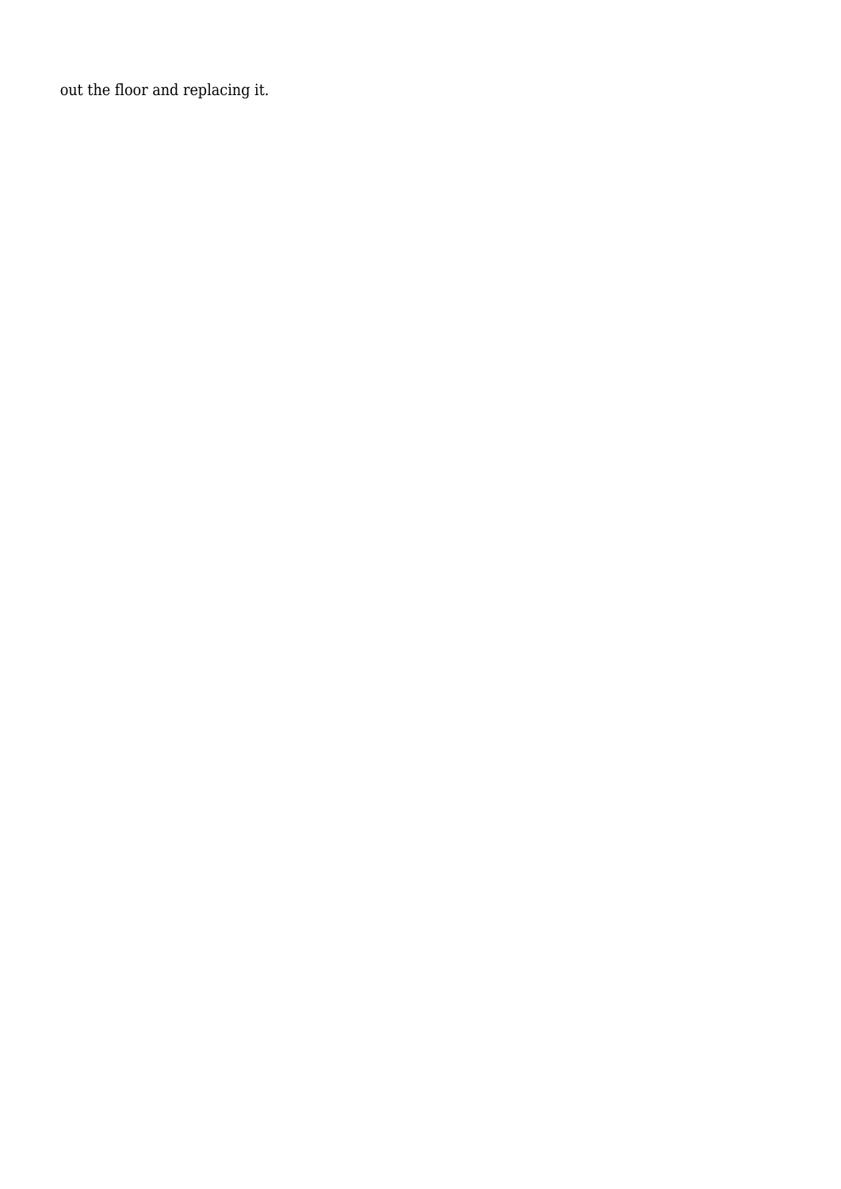out the floor and replacing it.